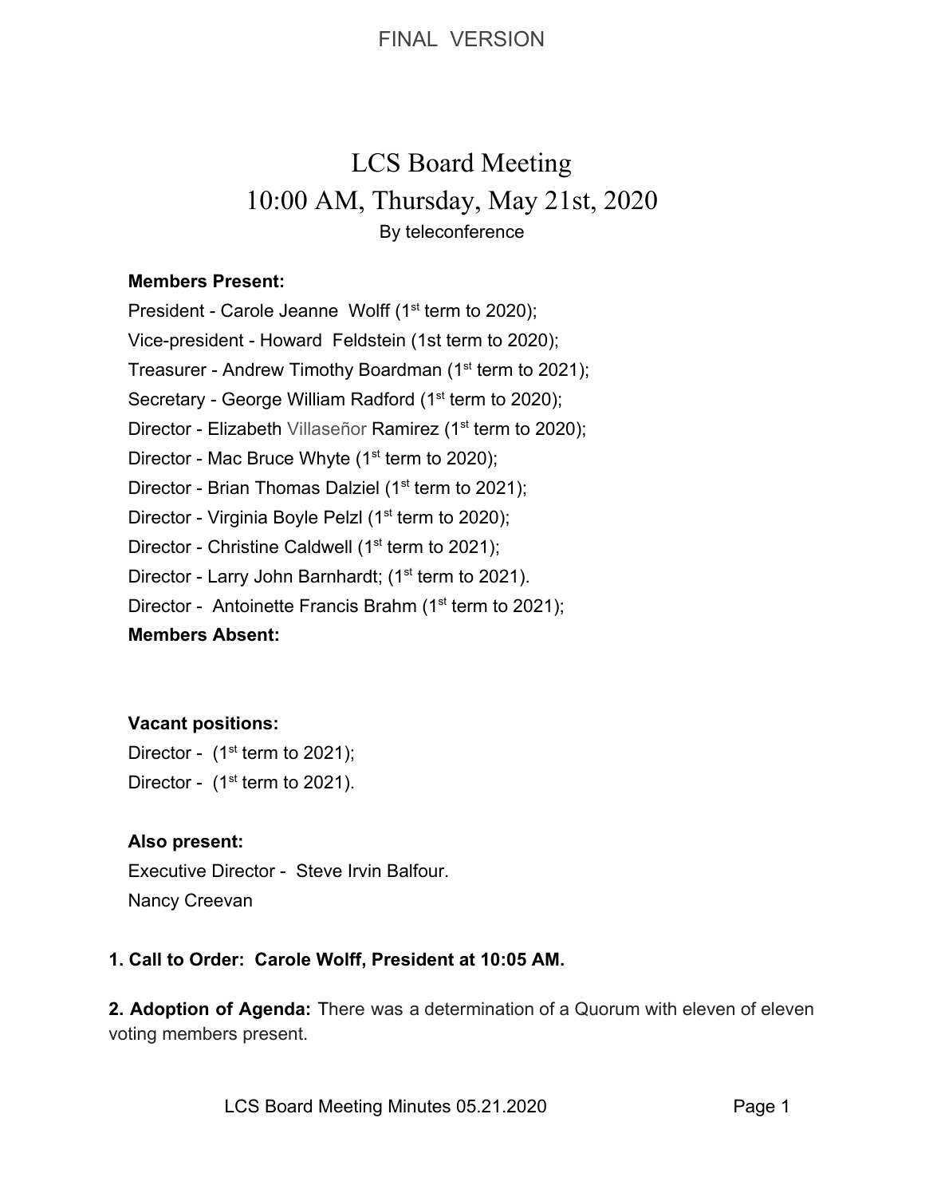FINAL VERSION

# LCS Board Meeting
## 10:00 AM, Thursday, May 21st, 2020
By teleconference

**Members Present:**

President - Carole Jeanne Wolff (1st term to 2020);
Vice-president - Howard Feldstein (1st term to 2020);
Treasurer - Andrew Timothy Boardman (1st term to 2021);
Secretary - George William Radford (1st term to 2020);
Director - Elizabeth Villaseñor Ramirez (1st term to 2020);
Director - Mac Bruce Whyte (1st term to 2020);
Director - Brian Thomas Dalziel (1st term to 2021);
Director - Virginia Boyle Pelzl (1st term to 2020);
Director - Christine Caldwell (1st term to 2021);
Director - Larry John Barnhardt; (1st term to 2021).
Director - Antoinette Francis Brahm (1st term to 2021);

**Members Absent:**

**Vacant positions:**

Director - (1st term to 2021);
Director - (1st term to 2021).

**Also present:**

Executive Director - Steve Irvin Balfour.
Nancy Creevan

**1. Call to Order: Carole Wolff, President at 10:05 AM.**

**2. Adoption of Agenda:** There was a determination of a Quorum with eleven of eleven voting members present.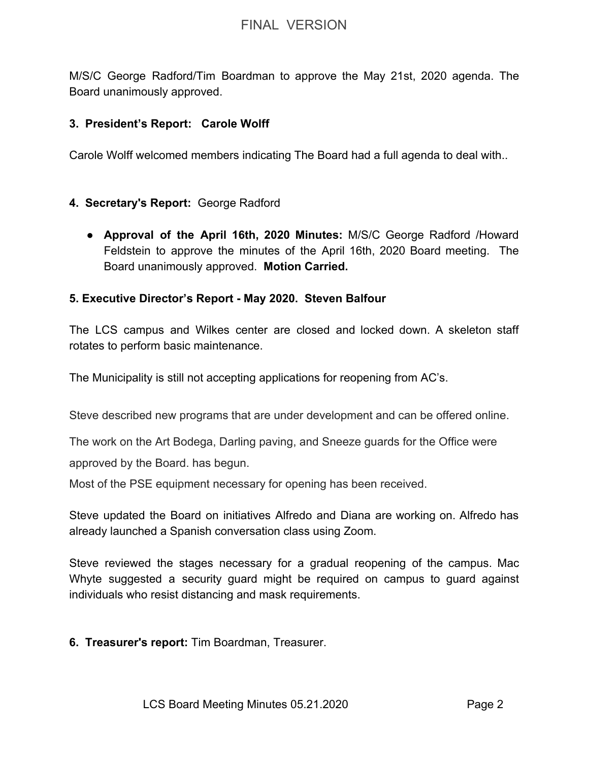M/S/C George Radford/Tim Boardman to approve the May 21st, 2020 agenda. The Board unanimously approved.

**3. President's Report: Carole Wolff**

Carole Wolff welcomed members indicating The Board had a full agenda to deal with..

**4. Secretary's Report:** George Radford

- **Approval of the April 16th, 2020 Minutes:** M/S/C George Radford /Howard Feldstein to approve the minutes of the April 16th, 2020 Board meeting. The Board unanimously approved. **Motion Carried.**

**5. Executive Director's Report - May 2020. Steven Balfour**

The LCS campus and Wilkes center are closed and locked down. A skeleton staff rotates to perform basic maintenance.

The Municipality is still not accepting applications for reopening from AC's.

Steve described new programs that are under development and can be offered online.

The work on the Art Bodega, Darling paving, and Sneeze guards for the Office were approved by the Board. has begun.

Most of the PSE equipment necessary for opening has been received.

Steve updated the Board on initiatives Alfredo and Diana are working on. Alfredo has already launched a Spanish conversation class using Zoom.

Steve reviewed the stages necessary for a gradual reopening of the campus. Mac Whyte suggested a security guard might be required on campus to guard against individuals who resist distancing and mask requirements.

**6. Treasurer's report:** Tim Boardman, Treasurer.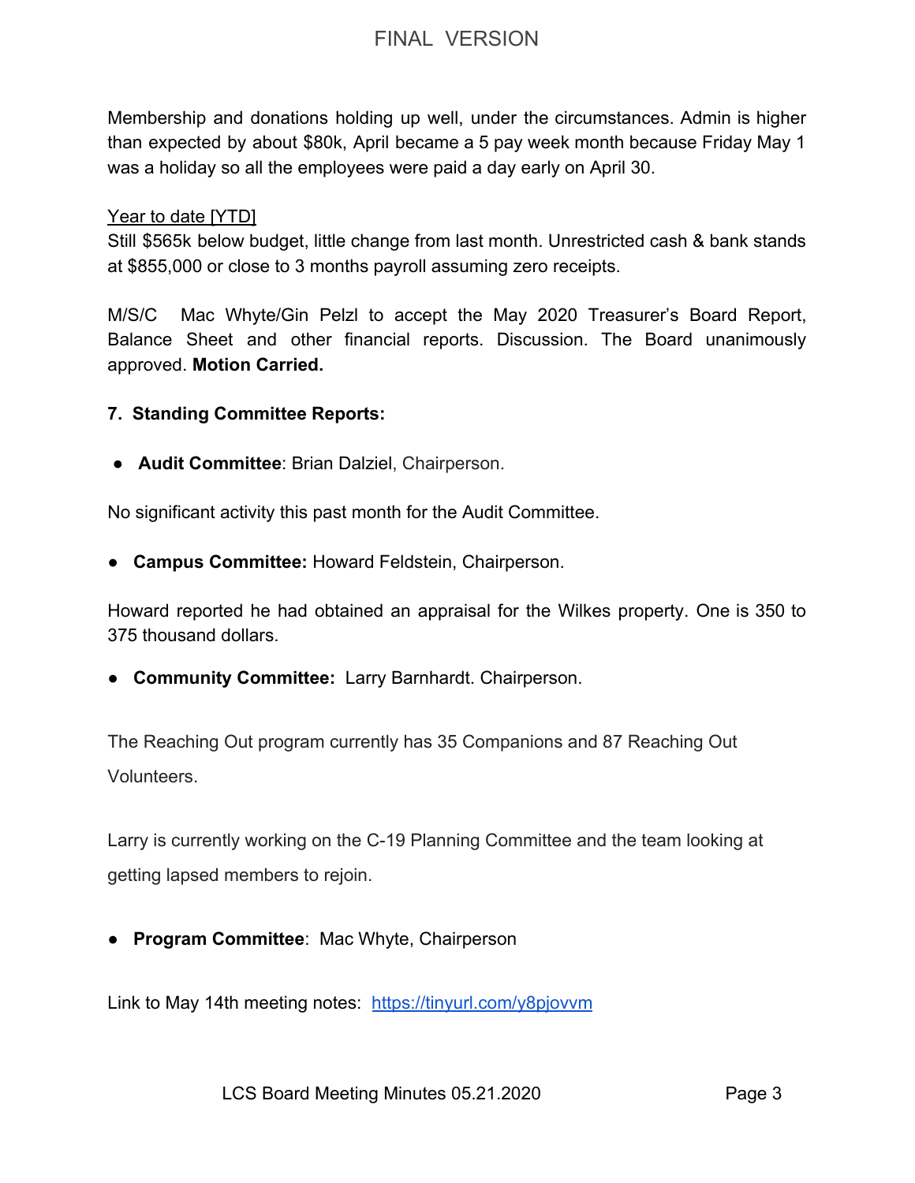Membership and donations holding up well, under the circumstances. Admin is higher than expected by about $80k, April became a 5 pay week month because Friday May 1 was a holiday so all the employees were paid a day early on April 30.

Year to date [YTD]
Still $565k below budget, little change from last month. Unrestricted cash & bank stands at $855,000 or close to 3 months payroll assuming zero receipts.

M/S/C Mac Whyte/Gin Pelzl to accept the May 2020 Treasurer's Board Report, Balance Sheet and other financial reports. Discussion. The Board unanimously approved. **Motion Carried.**

**7. Standing Committee Reports:**

- **Audit Committee**: Brian Dalziel, Chairperson.

No significant activity this past month for the Audit Committee.

- **Campus Committee:** Howard Feldstein, Chairperson.

Howard reported he had obtained an appraisal for the Wilkes property. One is 350 to 375 thousand dollars.

- **Community Committee:** Larry Barnhardt. Chairperson.

The Reaching Out program currently has 35 Companions and 87 Reaching Out Volunteers.

Larry is currently working on the C-19 Planning Committee and the team looking at getting lapsed members to rejoin.

- **Program Committee**: Mac Whyte, Chairperson

Link to May 14th meeting notes: [https://tinyurl.com/y8pjovvm](https://tinyurl.com/y8pjovvm)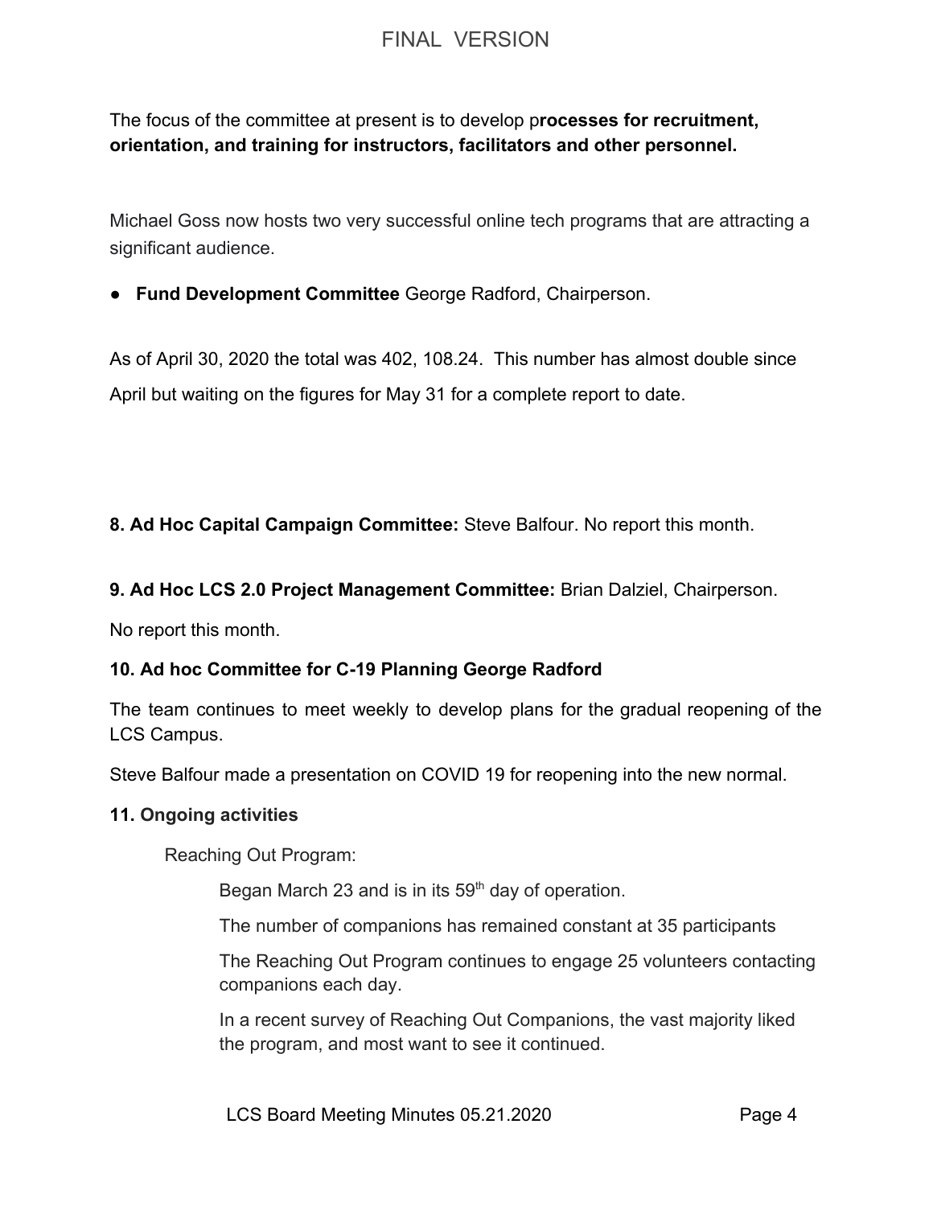The focus of the committee at present is to develop p**rocesses for recruitment, orientation, and training for instructors, facilitators and other personnel.**

Michael Goss now hosts two very successful online tech programs that are attracting a significant audience.

- **Fund Development Committee** George Radford, Chairperson.

As of April 30, 2020 the total was 402, 108.24. This number has almost double since April but waiting on the figures for May 31 for a complete report to date.

**8. Ad Hoc Capital Campaign Committee:** Steve Balfour. No report this month.

**9. Ad Hoc LCS 2.0 Project Management Committee:** Brian Dalziel, Chairperson.

No report this month.

**10. Ad hoc Committee for C-19 Planning George Radford**

The team continues to meet weekly to develop plans for the gradual reopening of the LCS Campus.

Steve Balfour made a presentation on COVID 19 for reopening into the new normal.

**11. Ongoing activities**

Reaching Out Program:

Began March 23 and is in its 59th day of operation.

The number of companions has remained constant at 35 participants

The Reaching Out Program continues to engage 25 volunteers contacting companions each day.

In a recent survey of Reaching Out Companions, the vast majority liked the program, and most want to see it continued.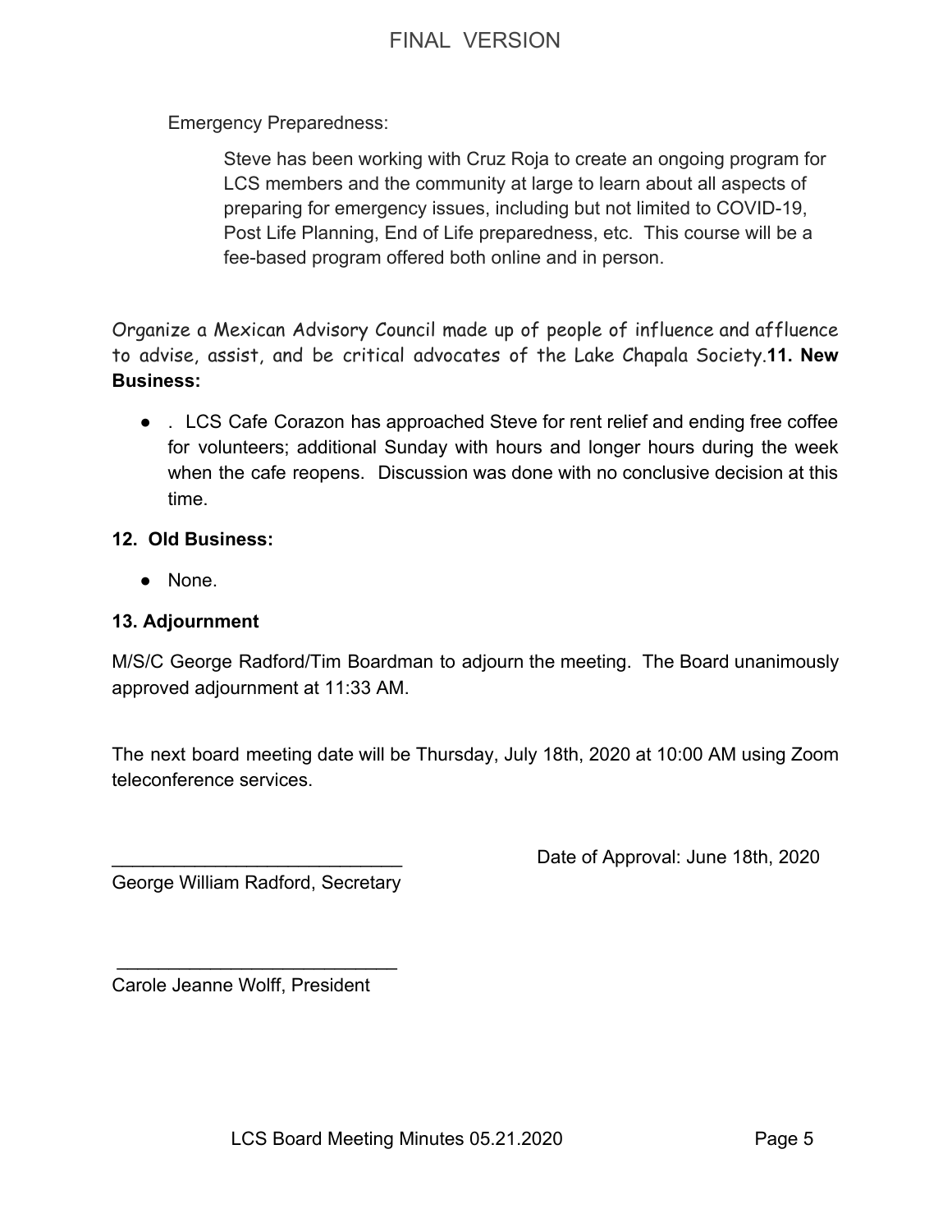Emergency Preparedness:

> Steve has been working with Cruz Roja to create an ongoing program for LCS members and the community at large to learn about all aspects of preparing for emergency issues, including but not limited to COVID-19, Post Life Planning, End of Life preparedness, etc. This course will be a fee-based program offered both online and in person.

Organize a Mexican Advisory Council made up of people of influence and affluence to advise, assist, and be critical advocates of the Lake Chapala Society.**11. New Business:**

- . LCS Cafe Corazon has approached Steve for rent relief and ending free coffee for volunteers; additional Sunday with hours and longer hours during the week when the cafe reopens. Discussion was done with no conclusive decision at this time.

**12. Old Business:**

- None.

**13. Adjournment**

M/S/C George Radford/Tim Boardman to adjourn the meeting. The Board unanimously approved adjournment at 11:33 AM.

The next board meeting date will be Thursday, July 18th, 2020 at 10:00 AM using Zoom teleconference services.

\_\_\_\_\_\_\_\_\_\_\_\_\_\_\_\_\_\_\_\_\_\_\_\_\_\_\_\_ Date of Approval: June 18th, 2020

George William Radford, Secretary

\_\_\_\_\_\_\_\_\_\_\_\_\_\_\_\_\_\_\_\_\_\_\_\_\_\_\_

Carole Jeanne Wolff, President